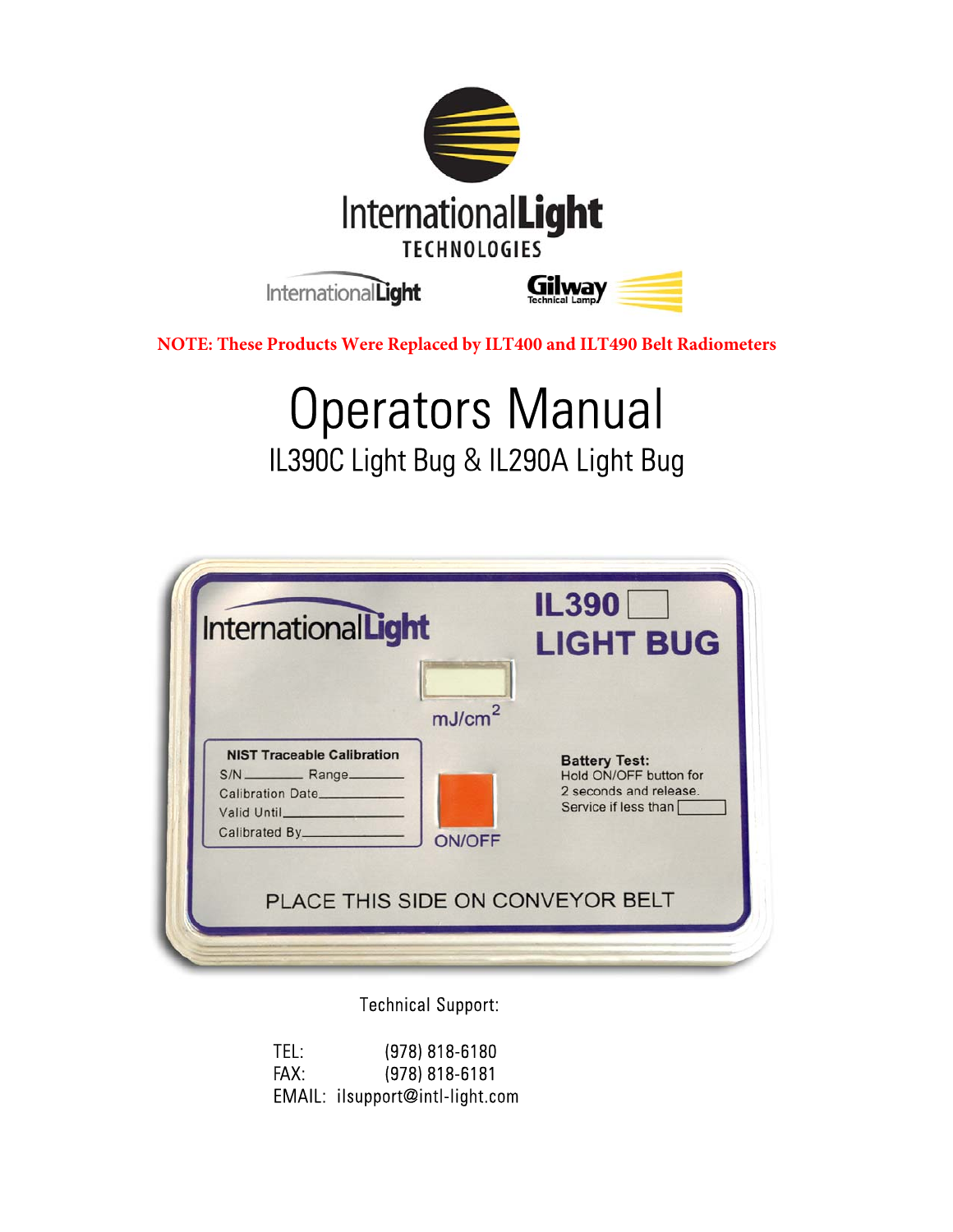International Light TECHNOLOGIES

International Light Gilway Technical Lamp

**NOTE: These Products Were Replaced by ILT400 and ILT490 Belt Radiometers**

# Operators Manual

## IL390C Light Bug & IL290A Light Bug

International Light

IL390

LIGHT BUG

$mJ/cm^2$

**NIST Traceable Calibration**

S/N ______ Range ______

Calibration Date ______

Valid Until ______

Calibrated By ______

ON/OFF

**Battery Test:**
Hold ON/OFF button for 2 seconds and release.
Service if less than ______

PLACE THIS SIDE ON CONVEYOR BELT

Technical Support:

TEL: (978) 818-6180
FAX: (978) 818-6181
EMAIL: ilsupport@intl-light.com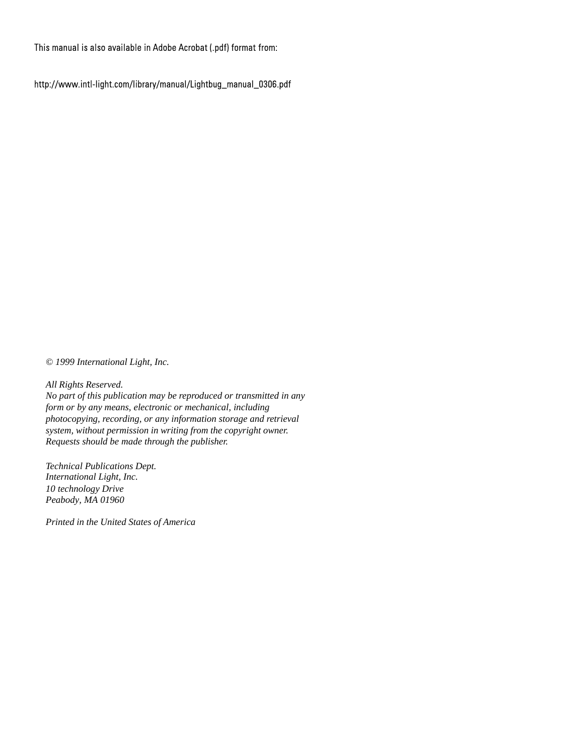This manual is also available in Adobe Acrobat (.pdf) format from:

http://www.intl-light.com/library/manual/Lightbug_manual_0306.pdf

*© 1999 International Light, Inc.*

*All Rights Reserved.*
*No part of this publication may be reproduced or transmitted in any form or by any means, electronic or mechanical, including photocopying, recording, or any information storage and retrieval system, without permission in writing from the copyright owner. Requests should be made through the publisher.*

*Technical Publications Dept.*
*International Light, Inc.*
*10 technology Drive*
*Peabody, MA 01960*

*Printed in the United States of America*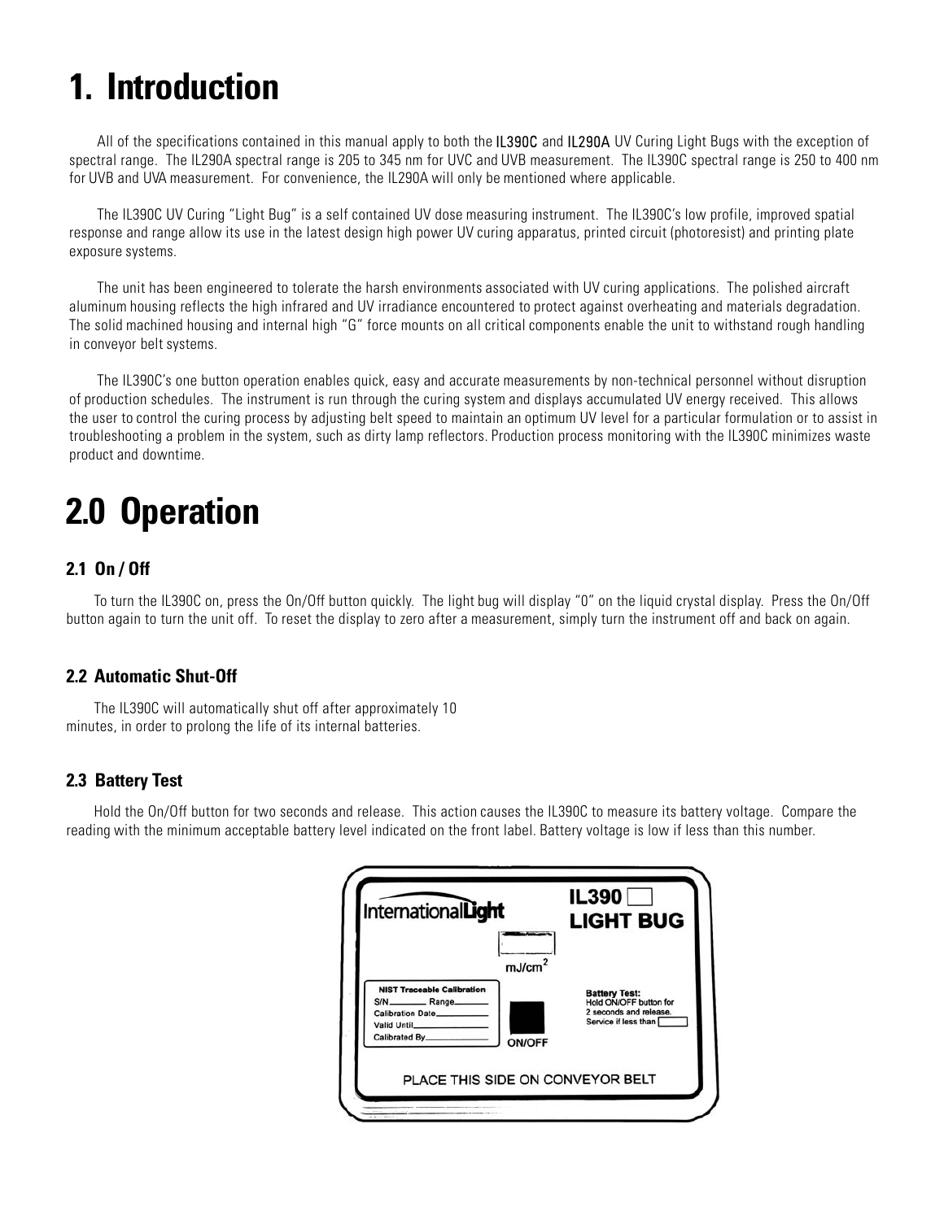# 1. Introduction

All of the specifications contained in this manual apply to both the IL390C and IL290A UV Curing Light Bugs with the exception of spectral range. The IL290A spectral range is 205 to 345 nm for UVC and UVB measurement. The IL390C spectral range is 250 to 400 nm for UVB and UVA measurement. For convenience, the IL290A will only be mentioned where applicable.

The IL390C UV Curing "Light Bug" is a self contained UV dose measuring instrument. The IL390C's low profile, improved spatial response and range allow its use in the latest design high power UV curing apparatus, printed circuit (photoresist) and printing plate exposure systems.

The unit has been engineered to tolerate the harsh environments associated with UV curing applications. The polished aircraft aluminum housing reflects the high infrared and UV irradiance encountered to protect against overheating and materials degradation. The solid machined housing and internal high "G" force mounts on all critical components enable the unit to withstand rough handling in conveyor belt systems.

The IL390C's one button operation enables quick, easy and accurate measurements by non-technical personnel without disruption of production schedules. The instrument is run through the curing system and displays accumulated UV energy received. This allows the user to control the curing process by adjusting belt speed to maintain an optimum UV level for a particular formulation or to assist in troubleshooting a problem in the system, such as dirty lamp reflectors. Production process monitoring with the IL390C minimizes waste product and downtime.

# 2.0 Operation

### 2.1 On / Off

To turn the IL390C on, press the On/Off button quickly. The light bug will display "0" on the liquid crystal display. Press the On/Off button again to turn the unit off. To reset the display to zero after a measurement, simply turn the instrument off and back on again.

### 2.2 Automatic Shut-Off

The IL390C will automatically shut off after approximately 10 minutes, in order to prolong the life of its internal batteries.

### 2.3 Battery Test

Hold the On/Off button for two seconds and release. This action causes the IL390C to measure its battery voltage. Compare the reading with the minimum acceptable battery level indicated on the front label. Battery voltage is low if less than this number.

InternationalLight

IL390 ☐
LIGHT BUG

mJ/cm$^2$

NIST Traceable Calibration
S/N\_\_\_\_\_\_ Range\_\_\_\_\_\_
Calibration Date\_\_\_\_\_\_
Valid Until\_\_\_\_\_\_
Calibrated By\_\_\_\_\_\_

ON/OFF

Battery Test:
Hold ON/OFF button for 2 seconds and release.
Service if less than ☐

PLACE THIS SIDE ON CONVEYOR BELT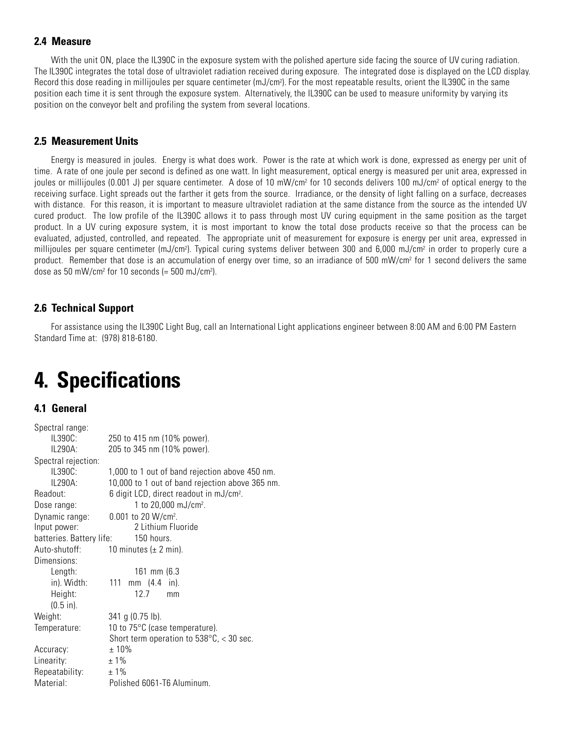### 2.4 Measure

With the unit ON, place the IL390C in the exposure system with the polished aperture side facing the source of UV curing radiation. The IL390C integrates the total dose of ultraviolet radiation received during exposure. The integrated dose is displayed on the LCD display. Record this dose reading in millijoules per square centimeter (mJ/cm²). For the most repeatable results, orient the IL390C in the same position each time it is sent through the exposure system. Alternatively, the IL390C can be used to measure uniformity by varying its position on the conveyor belt and profiling the system from several locations.

### 2.5 Measurement Units

Energy is measured in joules. Energy is what does work. Power is the rate at which work is done, expressed as energy per unit of time. A rate of one joule per second is defined as one watt. In light measurement, optical energy is measured per unit area, expressed in joules or millijoules (0.001 J) per square centimeter. A dose of 10 mW/cm² for 10 seconds delivers 100 mJ/cm² of optical energy to the receiving surface. Light spreads out the farther it gets from the source. Irradiance, or the density of light falling on a surface, decreases with distance. For this reason, it is important to measure ultraviolet radiation at the same distance from the source as the intended UV cured product. The low profile of the IL390C allows it to pass through most UV curing equipment in the same position as the target product. In a UV curing exposure system, it is most important to know the total dose products receive so that the process can be evaluated, adjusted, controlled, and repeated. The appropriate unit of measurement for exposure is energy per unit area, expressed in millijoules per square centimeter (mJ/cm²). Typical curing systems deliver between 300 and 6,000 mJ/cm² in order to properly cure a product. Remember that dose is an accumulation of energy over time, so an irradiance of 500 mW/cm² for 1 second delivers the same dose as 50 mW/cm² for 10 seconds (= 500 mJ/cm²).

### 2.6 Technical Support

For assistance using the IL390C Light Bug, call an International Light applications engineer between 8:00 AM and 6:00 PM Eastern Standard Time at: (978) 818-6180.

# 4. Specifications

### 4.1 General

Spectral range:
- IL390C: 250 to 415 nm (10% power).
- IL290A: 205 to 345 nm (10% power).

Spectral rejection:
- IL390C: 1,000 to 1 out of band rejection above 450 nm.
- IL290A: 10,000 to 1 out of band rejection above 365 nm.

Readout: 6 digit LCD, direct readout in mJ/cm².
Dose range: 1 to 20,000 mJ/cm².
Dynamic range: 0.001 to 20 W/cm².
Input power: 2 Lithium Fluoride batteries.
Battery life: 150 hours.
Auto-shutoff: 10 minutes (± 2 min).

Dimensions:
- Length: 161 mm (6.3 in).
- Width: 111 mm (4.4 in).
- Height: 12.7 mm (0.5 in).

Weight: 341 g (0.75 lb).
Temperature: 10 to 75°C (case temperature). Short term operation to 538°C, < 30 sec.
Accuracy: ± 10%
Linearity: ± 1%
Repeatability: ± 1%
Material: Polished 6061-T6 Aluminum.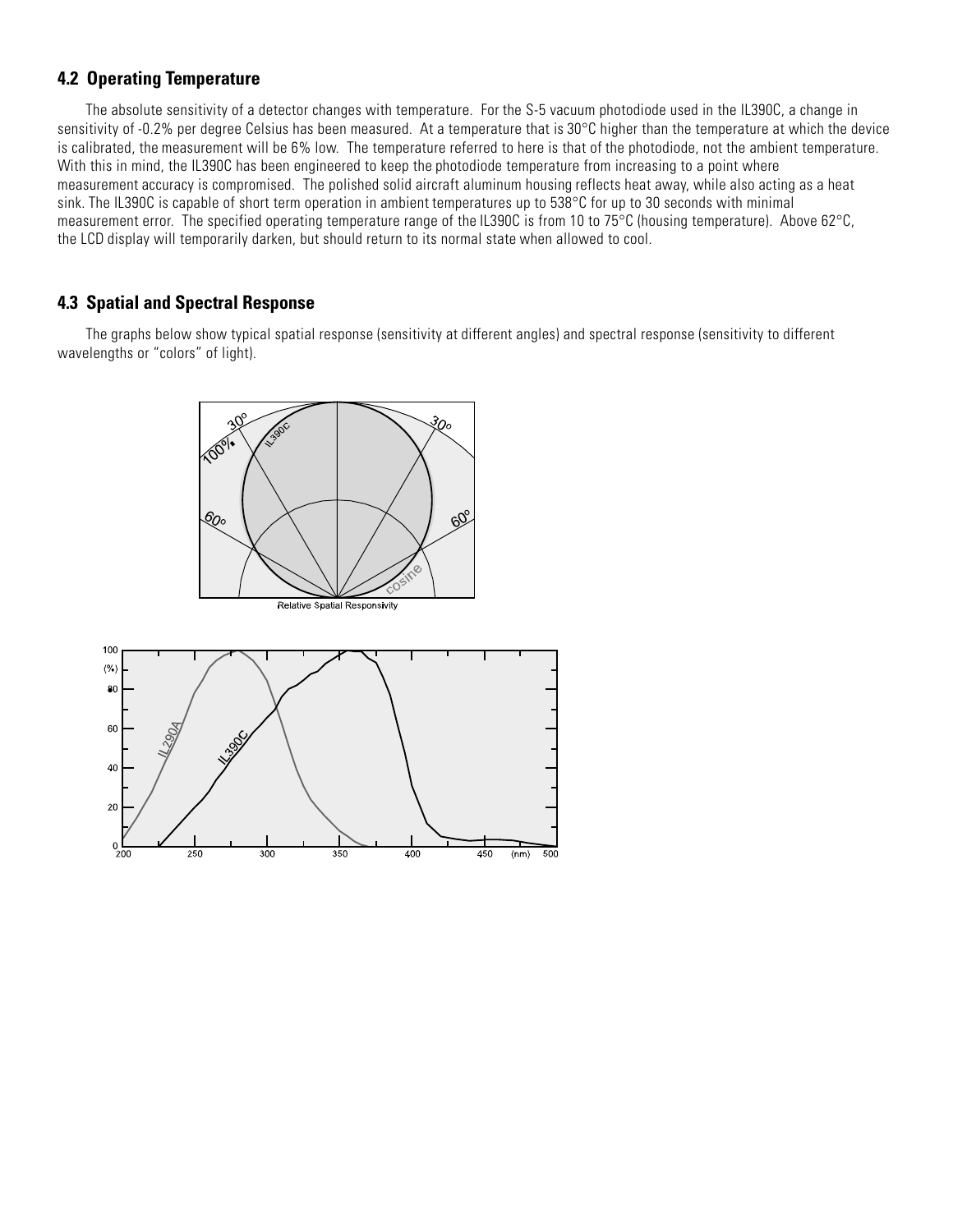### 4.2 Operating Temperature

The absolute sensitivity of a detector changes with temperature. For the S-5 vacuum photodiode used in the IL390C, a change in sensitivity of -0.2% per degree Celsius has been measured. At a temperature that is 30°C higher than the temperature at which the device is calibrated, the measurement will be 6% low. The temperature referred to here is that of the photodiode, not the ambient temperature. With this in mind, the IL390C has been engineered to keep the photodiode temperature from increasing to a point where measurement accuracy is compromised. The polished solid aircraft aluminum housing reflects heat away, while also acting as a heat sink. The IL390C is capable of short term operation in ambient temperatures up to 538°C for up to 30 seconds with minimal measurement error. The specified operating temperature range of the IL390C is from 10 to 75°C (housing temperature). Above 62°C, the LCD display will temporarily darken, but should return to its normal state when allowed to cool.

### 4.3 Spatial and Spectral Response

The graphs below show typical spatial response (sensitivity at different angles) and spectral response (sensitivity to different wavelengths or "colors" of light).

Relative Spatial Responsivity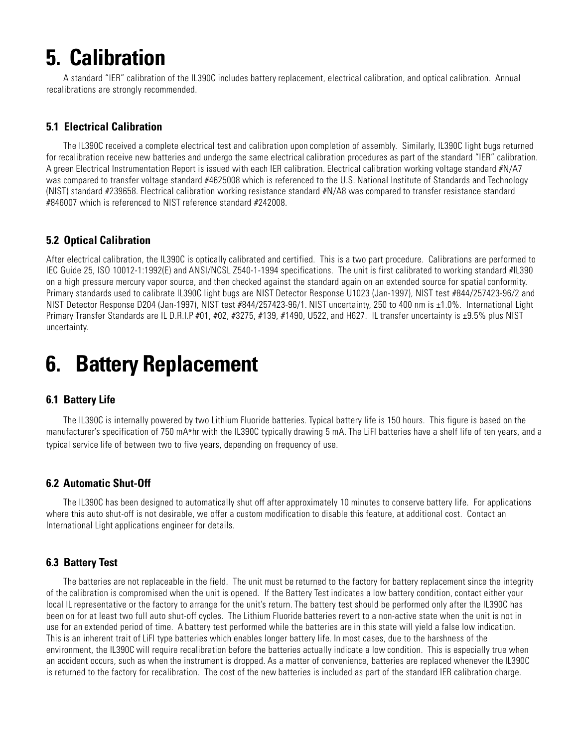# 5. Calibration

A standard "IER" calibration of the IL390C includes battery replacement, electrical calibration, and optical calibration. Annual recalibrations are strongly recommended.

### 5.1 Electrical Calibration

The IL390C received a complete electrical test and calibration upon completion of assembly. Similarly, IL390C light bugs returned for recalibration receive new batteries and undergo the same electrical calibration procedures as part of the standard "IER" calibration. A green Electrical Instrumentation Report is issued with each IER calibration. Electrical calibration working voltage standard #N/A7 was compared to transfer voltage standard #4625008 which is referenced to the U.S. National Institute of Standards and Technology (NIST) standard #239658. Electrical calibration working resistance standard #N/A8 was compared to transfer resistance standard #846007 which is referenced to NIST reference standard #242008.

### 5.2 Optical Calibration

After electrical calibration, the IL390C is optically calibrated and certified. This is a two part procedure. Calibrations are performed to IEC Guide 25, ISO 10012-1:1992(E) and ANSI/NCSL Z540-1-1994 specifications. The unit is first calibrated to working standard #IL390 on a high pressure mercury vapor source, and then checked against the standard again on an extended source for spatial conformity. Primary standards used to calibrate IL390C light bugs are NIST Detector Response U1023 (Jan-1997), NIST test #844/257423-96/2 and NIST Detector Response D204 (Jan-1997), NIST test #844/257423-96/1. NIST uncertainty, 250 to 400 nm is ±1.0%. International Light Primary Transfer Standards are IL D.R.I.P #01, #02, #3275, #139, #1490, U522, and H627. IL transfer uncertainty is ±9.5% plus NIST uncertainty.

# 6. Battery Replacement

### 6.1 Battery Life

The IL390C is internally powered by two Lithium Fluoride batteries. Typical battery life is 150 hours. This figure is based on the manufacturer's specification of 750 mA*hr with the IL390C typically drawing 5 mA. The LiFl batteries have a shelf life of ten years, and a typical service life of between two to five years, depending on frequency of use.

### 6.2 Automatic Shut-Off

The IL390C has been designed to automatically shut off after approximately 10 minutes to conserve battery life. For applications where this auto shut-off is not desirable, we offer a custom modification to disable this feature, at additional cost. Contact an International Light applications engineer for details.

### 6.3 Battery Test

The batteries are not replaceable in the field. The unit must be returned to the factory for battery replacement since the integrity of the calibration is compromised when the unit is opened. If the Battery Test indicates a low battery condition, contact either your local IL representative or the factory to arrange for the unit's return. The battery test should be performed only after the IL390C has been on for at least two full auto shut-off cycles. The Lithium Fluoride batteries revert to a non-active state when the unit is not in use for an extended period of time. A battery test performed while the batteries are in this state will yield a false low indication. This is an inherent trait of LiFl type batteries which enables longer battery life. In most cases, due to the harshness of the environment, the IL390C will require recalibration before the batteries actually indicate a low condition. This is especially true when an accident occurs, such as when the instrument is dropped. As a matter of convenience, batteries are replaced whenever the IL390C is returned to the factory for recalibration. The cost of the new batteries is included as part of the standard IER calibration charge.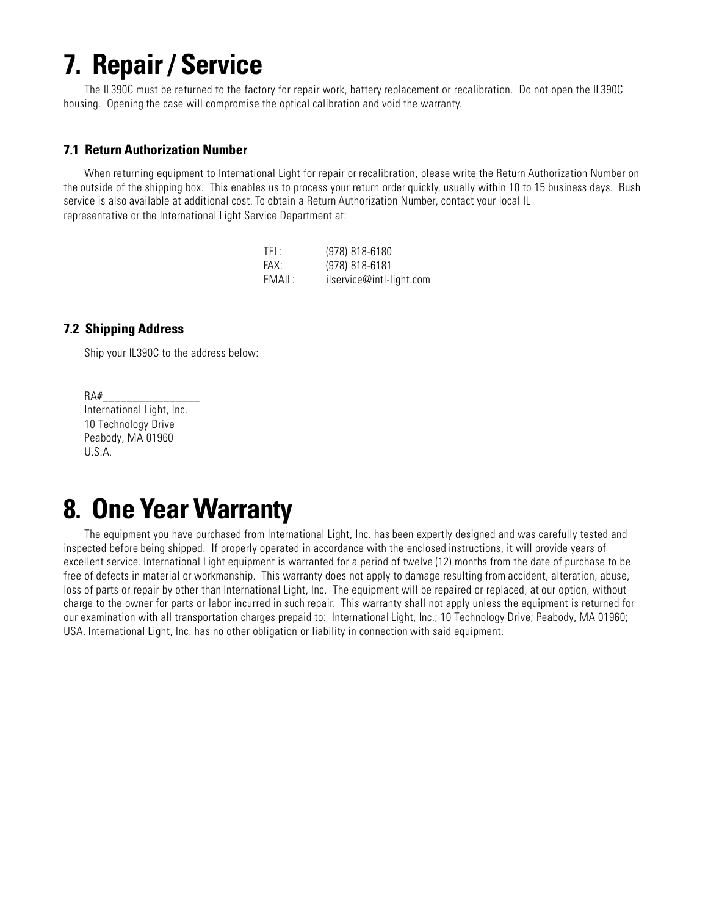# 7. Repair / Service

The IL390C must be returned to the factory for repair work, battery replacement or recalibration. Do not open the IL390C housing. Opening the case will compromise the optical calibration and void the warranty.

### 7.1 Return Authorization Number

When returning equipment to International Light for repair or recalibration, please write the Return Authorization Number on the outside of the shipping box. This enables us to process your return order quickly, usually within 10 to 15 business days. Rush service is also available at additional cost. To obtain a Return Authorization Number, contact your local IL representative or the International Light Service Department at:

TEL: (978) 818-6180
FAX: (978) 818-6181
EMAIL: ilservice@intl-light.com

### 7.2 Shipping Address

Ship your IL390C to the address below:

RA#_________________
International Light, Inc.
10 Technology Drive
Peabody, MA 01960
U.S.A.

# 8. One Year Warranty

The equipment you have purchased from International Light, Inc. has been expertly designed and was carefully tested and inspected before being shipped. If properly operated in accordance with the enclosed instructions, it will provide years of excellent service. International Light equipment is warranted for a period of twelve (12) months from the date of purchase to be free of defects in material or workmanship. This warranty does not apply to damage resulting from accident, alteration, abuse, loss of parts or repair by other than International Light, Inc. The equipment will be repaired or replaced, at our option, without charge to the owner for parts or labor incurred in such repair. This warranty shall not apply unless the equipment is returned for our examination with all transportation charges prepaid to: International Light, Inc.; 10 Technology Drive; Peabody, MA 01960; USA. International Light, Inc. has no other obligation or liability in connection with said equipment.